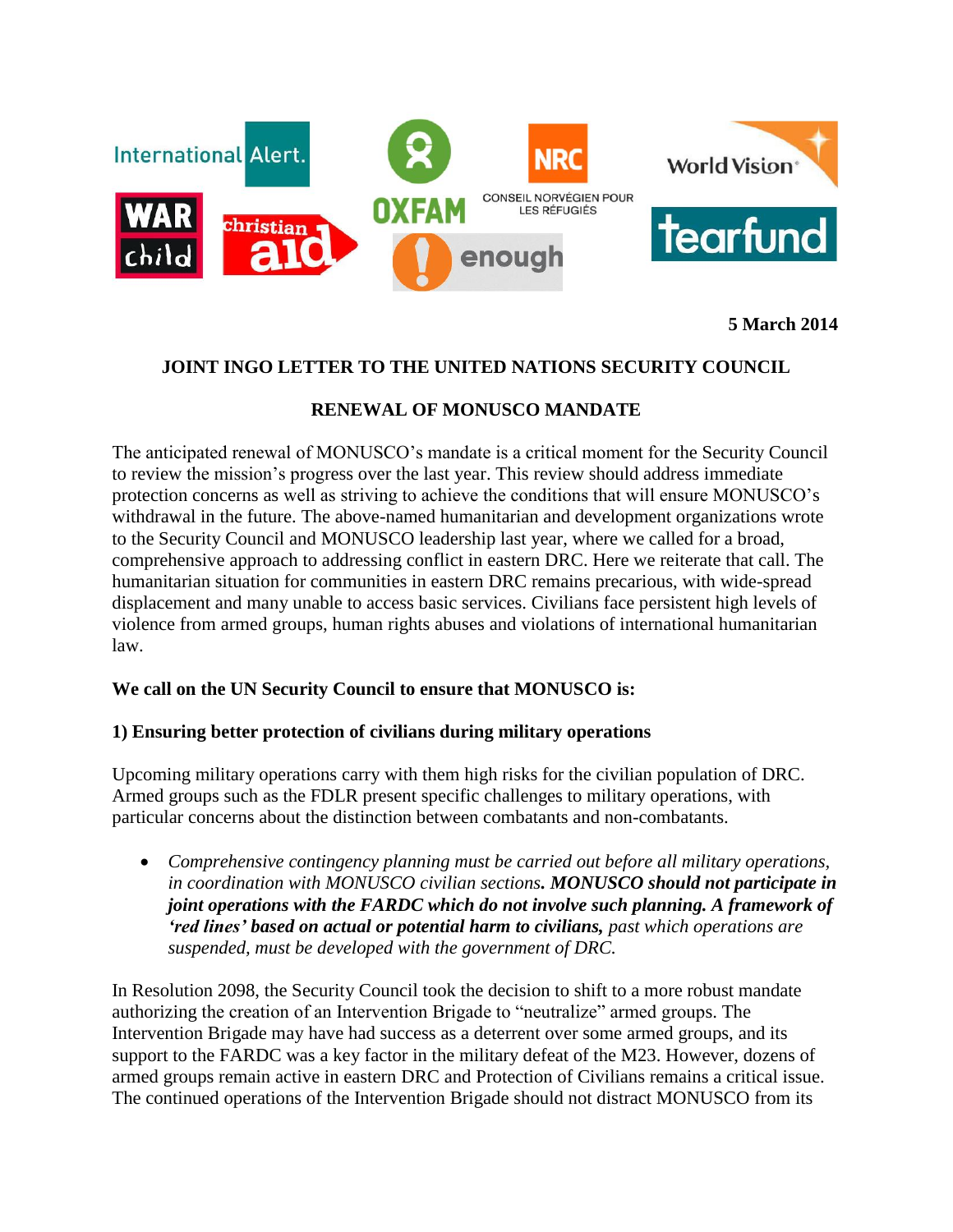International Alert. | OXFAM | NRC CONSEIL NORVÉGIEN POUR LES RÉFUGIÉS | World Vision | WAR child | christian aid | enough | tearfund

**5 March 2014**

**JOINT INGO LETTER TO THE UNITED NATIONS SECURITY COUNCIL**

**RENEWAL OF MONUSCO MANDATE**

The anticipated renewal of MONUSCO's mandate is a critical moment for the Security Council to review the mission's progress over the last year. This review should address immediate protection concerns as well as striving to achieve the conditions that will ensure MONUSCO's withdrawal in the future. The above-named humanitarian and development organizations wrote to the Security Council and MONUSCO leadership last year, where we called for a broad, comprehensive approach to addressing conflict in eastern DRC. Here we reiterate that call. The humanitarian situation for communities in eastern DRC remains precarious, with wide-spread displacement and many unable to access basic services. Civilians face persistent high levels of violence from armed groups, human rights abuses and violations of international humanitarian law.

**We call on the UN Security Council to ensure that MONUSCO is:**

**1) Ensuring better protection of civilians during military operations**

Upcoming military operations carry with them high risks for the civilian population of DRC. Armed groups such as the FDLR present specific challenges to military operations, with particular concerns about the distinction between combatants and non-combatants.

- *Comprehensive contingency planning must be carried out before all military operations, in coordination with MONUSCO civilian sections.* ***MONUSCO should not participate in joint operations with the FARDC which do not involve such planning. A framework of 'red lines' based on actual or potential harm to civilians,*** *past which operations are suspended, must be developed with the government of DRC.*

In Resolution 2098, the Security Council took the decision to shift to a more robust mandate authorizing the creation of an Intervention Brigade to "neutralize" armed groups. The Intervention Brigade may have had success as a deterrent over some armed groups, and its support to the FARDC was a key factor in the military defeat of the M23. However, dozens of armed groups remain active in eastern DRC and Protection of Civilians remains a critical issue. The continued operations of the Intervention Brigade should not distract MONUSCO from its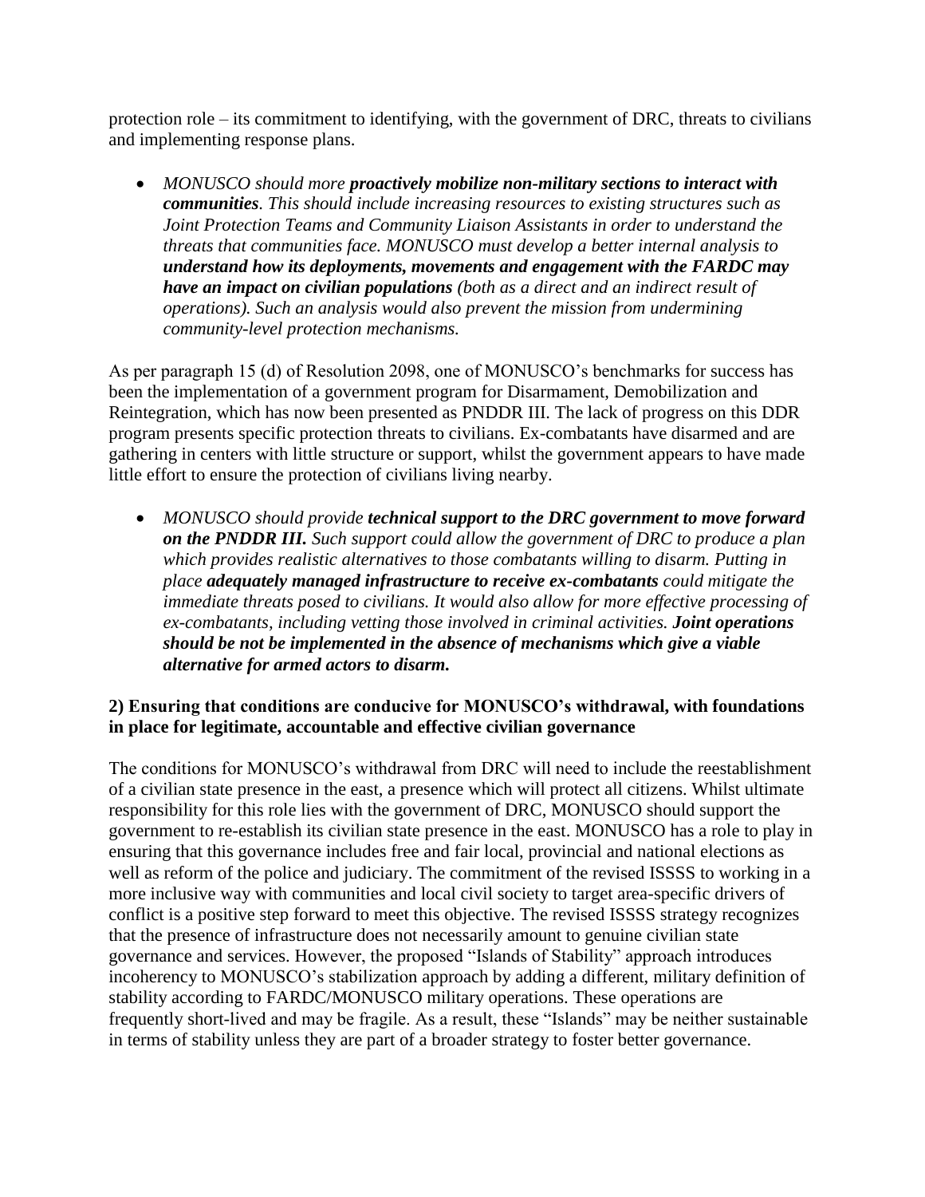protection role – its commitment to identifying, with the government of DRC, threats to civilians and implementing response plans.

- *MONUSCO should more* ***proactively mobilize non-military sections to interact with communities****. This should include increasing resources to existing structures such as Joint Protection Teams and Community Liaison Assistants in order to understand the threats that communities face. MONUSCO must develop a better internal analysis to* ***understand how its deployments, movements and engagement with the FARDC may have an impact on civilian populations*** *(both as a direct and an indirect result of operations). Such an analysis would also prevent the mission from undermining community-level protection mechanisms.*

As per paragraph 15 (d) of Resolution 2098, one of MONUSCO's benchmarks for success has been the implementation of a government program for Disarmament, Demobilization and Reintegration, which has now been presented as PNDDR III. The lack of progress on this DDR program presents specific protection threats to civilians. Ex-combatants have disarmed and are gathering in centers with little structure or support, whilst the government appears to have made little effort to ensure the protection of civilians living nearby.

- *MONUSCO should provide* ***technical support to the DRC government to move forward on the PNDDR III.*** *Such support could allow the government of DRC to produce a plan which provides realistic alternatives to those combatants willing to disarm. Putting in place* ***adequately managed infrastructure to receive ex-combatants*** *could mitigate the immediate threats posed to civilians. It would also allow for more effective processing of ex-combatants, including vetting those involved in criminal activities.* ***Joint operations should be not be implemented in the absence of mechanisms which give a viable alternative for armed actors to disarm.***

### 2) Ensuring that conditions are conducive for MONUSCO's withdrawal, with foundations in place for legitimate, accountable and effective civilian governance

The conditions for MONUSCO's withdrawal from DRC will need to include the reestablishment of a civilian state presence in the east, a presence which will protect all citizens. Whilst ultimate responsibility for this role lies with the government of DRC, MONUSCO should support the government to re-establish its civilian state presence in the east. MONUSCO has a role to play in ensuring that this governance includes free and fair local, provincial and national elections as well as reform of the police and judiciary. The commitment of the revised ISSSS to working in a more inclusive way with communities and local civil society to target area-specific drivers of conflict is a positive step forward to meet this objective. The revised ISSSS strategy recognizes that the presence of infrastructure does not necessarily amount to genuine civilian state governance and services. However, the proposed "Islands of Stability" approach introduces incoherency to MONUSCO's stabilization approach by adding a different, military definition of stability according to FARDC/MONUSCO military operations. These operations are frequently short-lived and may be fragile. As a result, these "Islands" may be neither sustainable in terms of stability unless they are part of a broader strategy to foster better governance.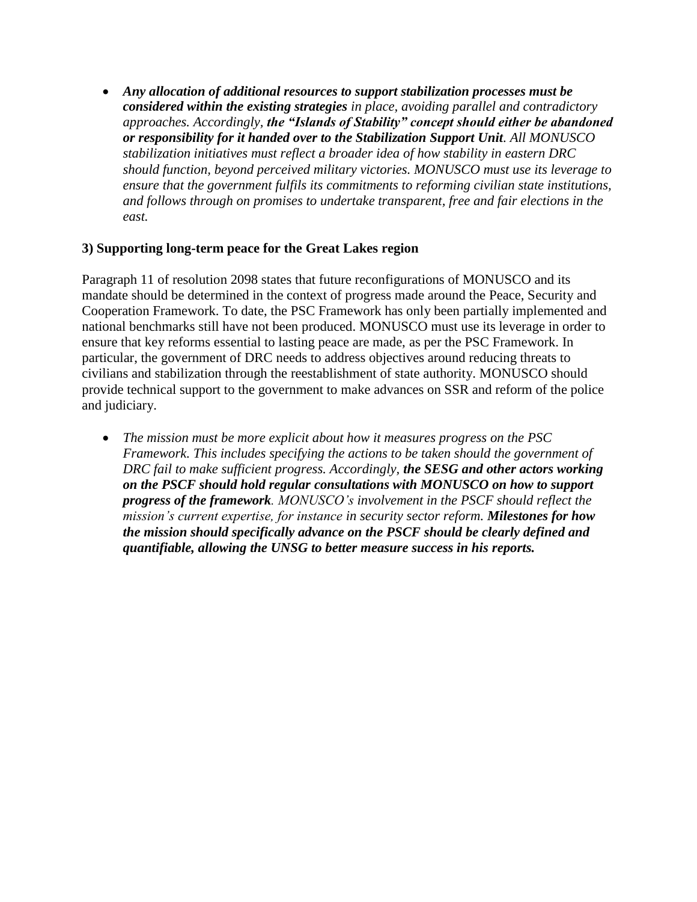- ***Any allocation of additional resources to support stabilization processes must be considered within the existing strategies** in place, avoiding parallel and contradictory approaches. Accordingly, **the "Islands of Stability" concept should either be abandoned or responsibility for it handed over to the Stabilization Support Unit**. All MONUSCO stabilization initiatives must reflect a broader idea of how stability in eastern DRC should function, beyond perceived military victories. MONUSCO must use its leverage to ensure that the government fulfils its commitments to reforming civilian state institutions, and follows through on promises to undertake transparent, free and fair elections in the east.*

**3) Supporting long-term peace for the Great Lakes region**

Paragraph 11 of resolution 2098 states that future reconfigurations of MONUSCO and its mandate should be determined in the context of progress made around the Peace, Security and Cooperation Framework. To date, the PSC Framework has only been partially implemented and national benchmarks still have not been produced. MONUSCO must use its leverage in order to ensure that key reforms essential to lasting peace are made, as per the PSC Framework. In particular, the government of DRC needs to address objectives around reducing threats to civilians and stabilization through the reestablishment of state authority. MONUSCO should provide technical support to the government to make advances on SSR and reform of the police and judiciary.

- *The mission must be more explicit about how it measures progress on the PSC Framework. This includes specifying the actions to be taken should the government of DRC fail to make sufficient progress. Accordingly, **the SESG and other actors working on the PSCF should hold regular consultations with MONUSCO on how to support progress of the framework**. MONUSCO's involvement in the PSCF should reflect the mission's current expertise, for instance in security sector reform. **Milestones for how the mission should specifically advance on the PSCF should be clearly defined and quantifiable, allowing the UNSG to better measure success in his reports.***